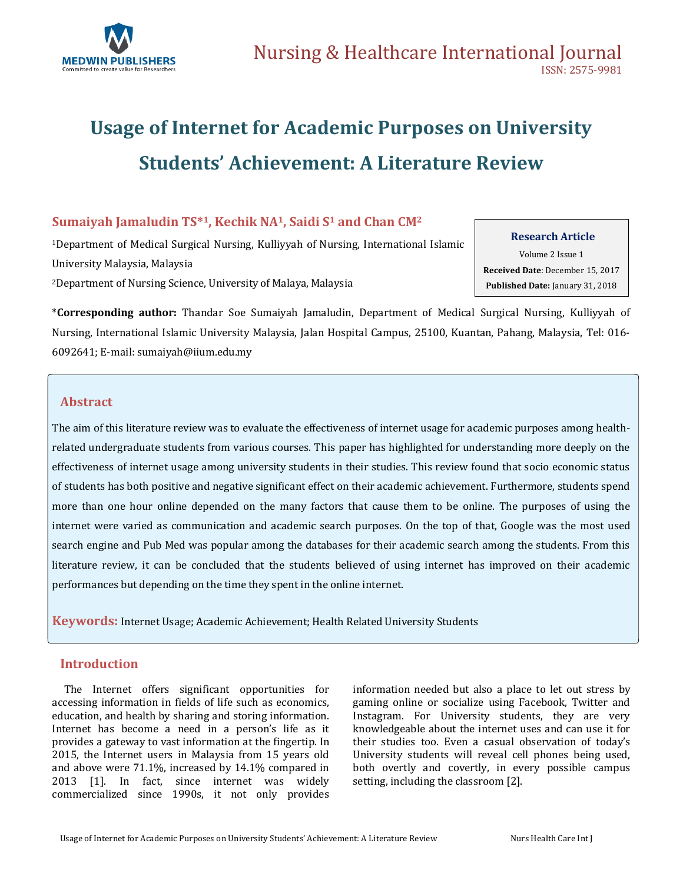# Usage of Internet for Academic Purposes on University Students' Achievement: A Literature Review

**Sumaiyah Jamaludin TS*[1], Kechik NA[1], Saidi S[1] and Chan CM[2]**

[1]Department of Medical Surgical Nursing, Kulliyyah of Nursing, International Islamic University Malaysia, Malaysia

[2]Department of Nursing Science, University of Malaya, Malaysia

**Research Article**
Volume 2 Issue 1
**Received Date**: December 15, 2017
**Published Date:** January 31, 2018

***Corresponding author:** Thandar Soe Sumaiyah Jamaludin, Department of Medical Surgical Nursing, Kulliyyah of Nursing, International Islamic University Malaysia, Jalan Hospital Campus, 25100, Kuantan, Pahang, Malaysia, Tel: 016-6092641; E-mail: sumaiyah@iium.edu.my

## Abstract

The aim of this literature review was to evaluate the effectiveness of internet usage for academic purposes among health-related undergraduate students from various courses. This paper has highlighted for understanding more deeply on the effectiveness of internet usage among university students in their studies. This review found that socio economic status of students has both positive and negative significant effect on their academic achievement. Furthermore, students spend more than one hour online depended on the many factors that cause them to be online. The purposes of using the internet were varied as communication and academic search purposes. On the top of that, Google was the most used search engine and Pub Med was popular among the databases for their academic search among the students. From this literature review, it can be concluded that the students believed of using internet has improved on their academic performances but depending on the time they spent in the online internet.

**Keywords:** Internet Usage; Academic Achievement; Health Related University Students

## Introduction

The Internet offers significant opportunities for accessing information in fields of life such as economics, education, and health by sharing and storing information. Internet has become a need in a person's life as it provides a gateway to vast information at the fingertip. In 2015, the Internet users in Malaysia from 15 years old and above were 71.1%, increased by 14.1% compared in 2013 [1]. In fact, since internet was widely commercialized since 1990s, it not only provides information needed but also a place to let out stress by gaming online or socialize using Facebook, Twitter and Instagram. For University students, they are very knowledgeable about the internet uses and can use it for their studies too. Even a casual observation of today's University students will reveal cell phones being used, both overtly and covertly, in every possible campus setting, including the classroom [2].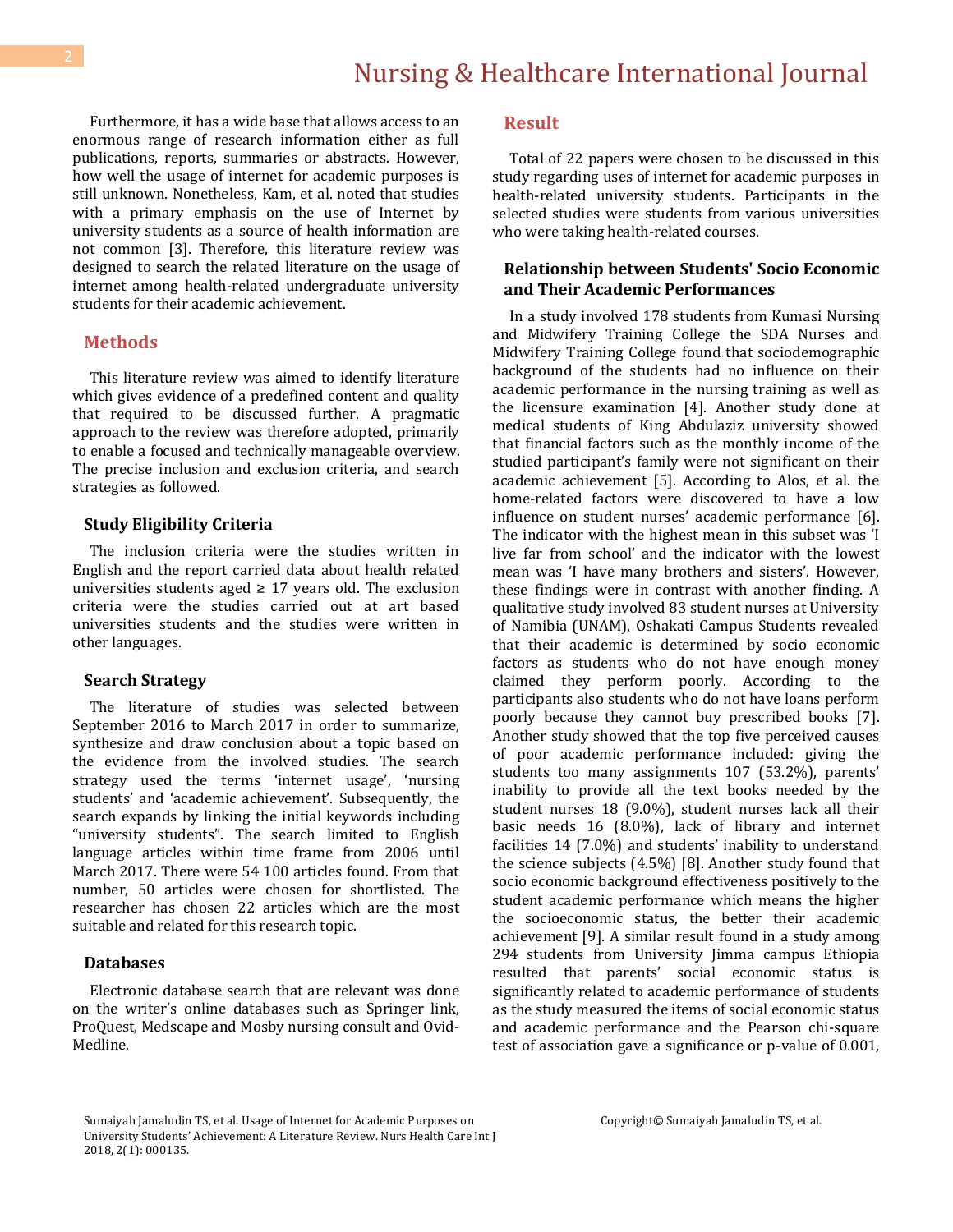Furthermore, it has a wide base that allows access to an enormous range of research information either as full publications, reports, summaries or abstracts. However, how well the usage of internet for academic purposes is still unknown. Nonetheless, Kam, et al. noted that studies with a primary emphasis on the use of Internet by university students as a source of health information are not common [3]. Therefore, this literature review was designed to search the related literature on the usage of internet among health-related undergraduate university students for their academic achievement.

## Methods

This literature review was aimed to identify literature which gives evidence of a predefined content and quality that required to be discussed further. A pragmatic approach to the review was therefore adopted, primarily to enable a focused and technically manageable overview. The precise inclusion and exclusion criteria, and search strategies as followed.

### Study Eligibility Criteria

The inclusion criteria were the studies written in English and the report carried data about health related universities students aged ≥ 17 years old. The exclusion criteria were the studies carried out at art based universities students and the studies were written in other languages.

### Search Strategy

The literature of studies was selected between September 2016 to March 2017 in order to summarize, synthesize and draw conclusion about a topic based on the evidence from the involved studies. The search strategy used the terms 'internet usage', 'nursing students' and 'academic achievement'. Subsequently, the search expands by linking the initial keywords including "university students". The search limited to English language articles within time frame from 2006 until March 2017. There were 54 100 articles found. From that number, 50 articles were chosen for shortlisted. The researcher has chosen 22 articles which are the most suitable and related for this research topic.

### Databases

Electronic database search that are relevant was done on the writer's online databases such as Springer link, ProQuest, Medscape and Mosby nursing consult and Ovid-Medline.

## Result

Total of 22 papers were chosen to be discussed in this study regarding uses of internet for academic purposes in health-related university students. Participants in the selected studies were students from various universities who were taking health-related courses.

### Relationship between Students' Socio Economic and Their Academic Performances

In a study involved 178 students from Kumasi Nursing and Midwifery Training College the SDA Nurses and Midwifery Training College found that sociodemographic background of the students had no influence on their academic performance in the nursing training as well as the licensure examination [4]. Another study done at medical students of King Abdulaziz university showed that financial factors such as the monthly income of the studied participant's family were not significant on their academic achievement [5]. According to Alos, et al. the home-related factors were discovered to have a low influence on student nurses' academic performance [6]. The indicator with the highest mean in this subset was 'I live far from school' and the indicator with the lowest mean was 'I have many brothers and sisters'. However, these findings were in contrast with another finding. A qualitative study involved 83 student nurses at University of Namibia (UNAM), Oshakati Campus Students revealed that their academic is determined by socio economic factors as students who do not have enough money claimed they perform poorly. According to the participants also students who do not have loans perform poorly because they cannot buy prescribed books [7]. Another study showed that the top five perceived causes of poor academic performance included: giving the students too many assignments 107 (53.2%), parents' inability to provide all the text books needed by the student nurses 18 (9.0%), student nurses lack all their basic needs 16 (8.0%), lack of library and internet facilities 14 (7.0%) and students' inability to understand the science subjects (4.5%) [8]. Another study found that socio economic background effectiveness positively to the student academic performance which means the higher the socioeconomic status, the better their academic achievement [9]. A similar result found in a study among 294 students from University Jimma campus Ethiopia resulted that parents' social economic status is significantly related to academic performance of students as the study measured the items of social economic status and academic performance and the Pearson chi-square test of association gave a significance or p-value of 0.001,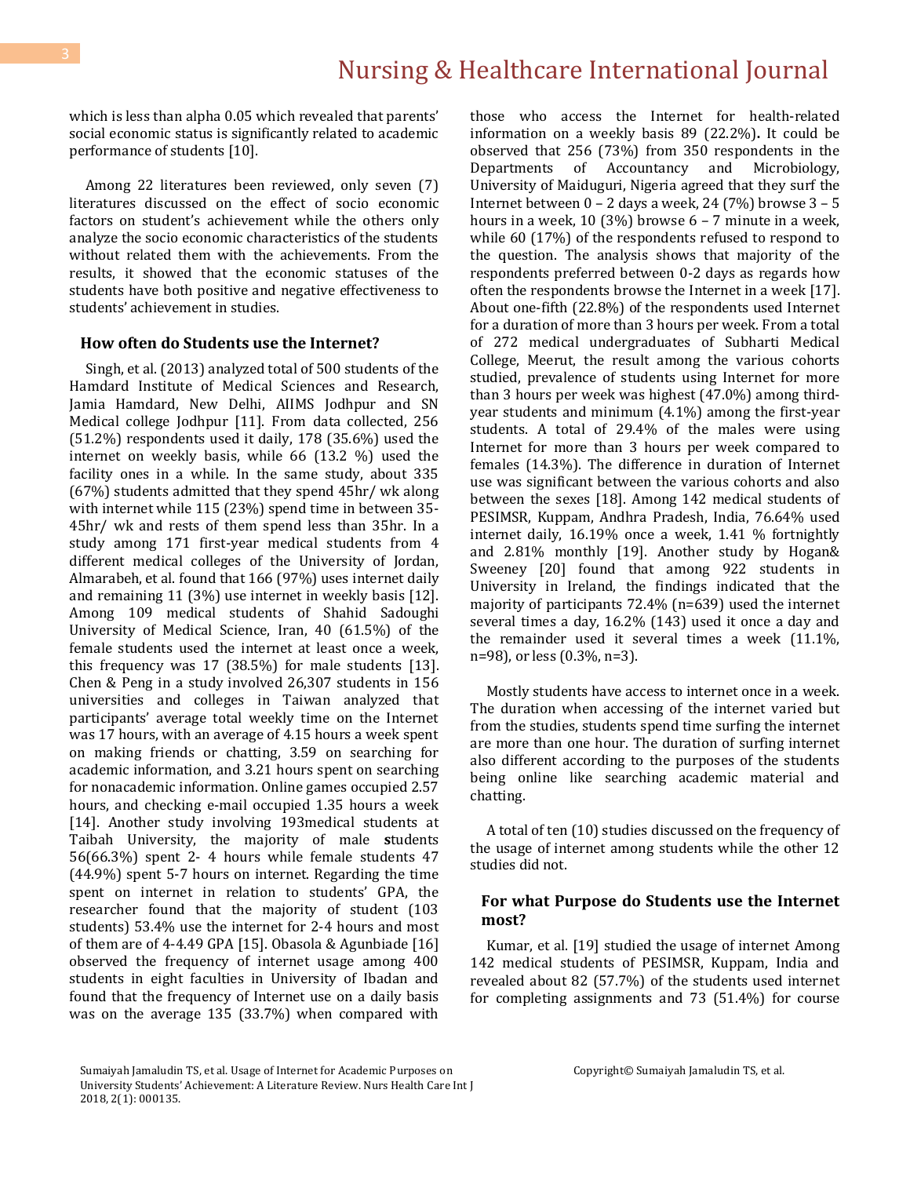which is less than alpha 0.05 which revealed that parents' social economic status is significantly related to academic performance of students [10].

Among 22 literatures been reviewed, only seven (7) literatures discussed on the effect of socio economic factors on student's achievement while the others only analyze the socio economic characteristics of the students without related them with the achievements. From the results, it showed that the economic statuses of the students have both positive and negative effectiveness to students' achievement in studies.

### How often do Students use the Internet?

Singh, et al. (2013) analyzed total of 500 students of the Hamdard Institute of Medical Sciences and Research, Jamia Hamdard, New Delhi, AIIMS Jodhpur and SN Medical college Jodhpur [11]. From data collected, 256 (51.2%) respondents used it daily, 178 (35.6%) used the internet on weekly basis, while 66 (13.2 %) used the facility ones in a while. In the same study, about 335 (67%) students admitted that they spend 45hr/ wk along with internet while 115 (23%) spend time in between 35-45hr/ wk and rests of them spend less than 35hr. In a study among 171 first-year medical students from 4 different medical colleges of the University of Jordan, Almarabeh, et al. found that 166 (97%) uses internet daily and remaining 11 (3%) use internet in weekly basis [12]. Among 109 medical students of Shahid Sadoughi University of Medical Science, Iran, 40 (61.5%) of the female students used the internet at least once a week, this frequency was 17 (38.5%) for male students [13]. Chen & Peng in a study involved 26,307 students in 156 universities and colleges in Taiwan analyzed that participants' average total weekly time on the Internet was 17 hours, with an average of 4.15 hours a week spent on making friends or chatting, 3.59 on searching for academic information, and 3.21 hours spent on searching for nonacademic information. Online games occupied 2.57 hours, and checking e-mail occupied 1.35 hours a week [14]. Another study involving 193medical students at Taibah University, the majority of male **s**tudents 56(66.3%) spent 2- 4 hours while female students 47 (44.9%) spent 5-7 hours on internet. Regarding the time spent on internet in relation to students' GPA, the researcher found that the majority of student (103 students) 53.4% use the internet for 2-4 hours and most of them are of 4-4.49 GPA [15]. Obasola & Agunbiade [16] observed the frequency of internet usage among 400 students in eight faculties in University of Ibadan and found that the frequency of Internet use on a daily basis was on the average 135 (33.7%) when compared with those who access the Internet for health-related information on a weekly basis 89 (22.2%)**.** It could be observed that 256 (73%) from 350 respondents in the Departments of Accountancy and Microbiology, University of Maiduguri, Nigeria agreed that they surf the Internet between 0 – 2 days a week, 24 (7%) browse 3 – 5 hours in a week, 10 (3%) browse 6 – 7 minute in a week, while 60 (17%) of the respondents refused to respond to the question. The analysis shows that majority of the respondents preferred between 0-2 days as regards how often the respondents browse the Internet in a week [17]. About one-fifth (22.8%) of the respondents used Internet for a duration of more than 3 hours per week. From a total of 272 medical undergraduates of Subharti Medical College, Meerut, the result among the various cohorts studied, prevalence of students using Internet for more than 3 hours per week was highest (47.0%) among third-year students and minimum (4.1%) among the first-year students. A total of 29.4% of the males were using Internet for more than 3 hours per week compared to females (14.3%). The difference in duration of Internet use was significant between the various cohorts and also between the sexes [18]. Among 142 medical students of PESIMSR, Kuppam, Andhra Pradesh, India, 76.64% used internet daily, 16.19% once a week, 1.41 % fortnightly and 2.81% monthly [19]. Another study by Hogan& Sweeney [20] found that among 922 students in University in Ireland, the findings indicated that the majority of participants 72.4% (n=639) used the internet several times a day, 16.2% (143) used it once a day and the remainder used it several times a week (11.1%, n=98), or less (0.3%, n=3).

Mostly students have access to internet once in a week. The duration when accessing of the internet varied but from the studies, students spend time surfing the internet are more than one hour. The duration of surfing internet also different according to the purposes of the students being online like searching academic material and chatting.

A total of ten (10) studies discussed on the frequency of the usage of internet among students while the other 12 studies did not.

### For what Purpose do Students use the Internet most?

Kumar, et al. [19] studied the usage of internet Among 142 medical students of PESIMSR, Kuppam, India and revealed about 82 (57.7%) of the students used internet for completing assignments and 73 (51.4%) for course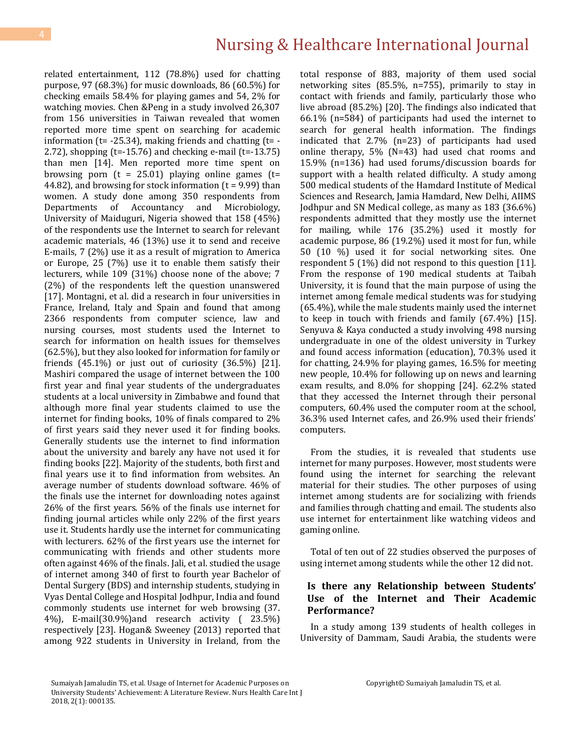related entertainment, 112 (78.8%) used for chatting purpose, 97 (68.3%) for music downloads, 86 (60.5%) for checking emails 58.4% for playing games and 54, 2% for watching movies. Chen &Peng in a study involved 26,307 from 156 universities in Taiwan revealed that women reported more time spent on searching for academic information (t= -25.34), making friends and chatting (t= -2.72), shopping (t=-15.76) and checking e-mail (t=-13.75) than men [14]. Men reported more time spent on browsing porn (t = 25.01) playing online games (t= 44.82), and browsing for stock information (t = 9.99) than women. A study done among 350 respondents from Departments of Accountancy and Microbiology, University of Maiduguri, Nigeria showed that 158 (45%) of the respondents use the Internet to search for relevant academic materials, 46 (13%) use it to send and receive E-mails, 7 (2%) use it as a result of migration to America or Europe, 25 (7%) use it to enable them satisfy their lecturers, while 109 (31%) choose none of the above; 7 (2%) of the respondents left the question unanswered [17]. Montagni, et al. did a research in four universities in France, Ireland, Italy and Spain and found that among 2366 respondents from computer science, law and nursing courses, most students used the Internet to search for information on health issues for themselves (62.5%), but they also looked for information for family or friends (45.1%) or just out of curiosity (36.5%) [21]. Mashiri compared the usage of internet between the 100 first year and final year students of the undergraduates students at a local university in Zimbabwe and found that although more final year students claimed to use the internet for finding books, 10% of finals compared to 2% of first years said they never used it for finding books. Generally students use the internet to find information about the university and barely any have not used it for finding books [22]. Majority of the students, both first and final years use it to find information from websites. An average number of students download software. 46% of the finals use the internet for downloading notes against 26% of the first years. 56% of the finals use internet for finding journal articles while only 22% of the first years use it. Students hardly use the internet for communicating with lecturers. 62% of the first years use the internet for communicating with friends and other students more often against 46% of the finals. Jali, et al. studied the usage of internet among 340 of first to fourth year Bachelor of Dental Surgery (BDS) and internship students, studying in Vyas Dental College and Hospital Jodhpur, India and found commonly students use internet for web browsing (37. 4%), E-mail(30.9%)and research activity ( 23.5%) respectively [23]. Hogan& Sweeney (2013) reported that among 922 students in University in Ireland, from the total response of 883, majority of them used social networking sites (85.5%, n=755), primarily to stay in contact with friends and family, particularly those who live abroad (85.2%) [20]. The findings also indicated that 66.1% (n=584) of participants had used the internet to search for general health information. The findings indicated that 2.7% (n=23) of participants had used online therapy, 5% (N=43) had used chat rooms and 15.9% (n=136) had used forums/discussion boards for support with a health related difficulty. A study among 500 medical students of the Hamdard Institute of Medical Sciences and Research, Jamia Hamdard, New Delhi, AIIMS Jodhpur and SN Medical college, as many as 183 (36.6%) respondents admitted that they mostly use the internet for mailing, while 176 (35.2%) used it mostly for academic purpose, 86 (19.2%) used it most for fun, while 50 (10 %) used it for social networking sites. One respondent 5 (1%) did not respond to this question [11]. From the response of 190 medical students at Taibah University, it is found that the main purpose of using the internet among female medical students was for studying (65.4%), while the male students mainly used the internet to keep in touch with friends and family (67.4%) [15]. Senyuva & Kaya conducted a study involving 498 nursing undergraduate in one of the oldest university in Turkey and found access information (education), 70.3% used it for chatting, 24.9% for playing games, 16.5% for meeting new people, 10.4% for following up on news and learning exam results, and 8.0% for shopping [24]. 62.2% stated that they accessed the Internet through their personal computers, 60.4% used the computer room at the school, 36.3% used Internet cafes, and 26.9% used their friends' computers.

From the studies, it is revealed that students use internet for many purposes. However, most students were found using the internet for searching the relevant material for their studies. The other purposes of using internet among students are for socializing with friends and families through chatting and email. The students also use internet for entertainment like watching videos and gaming online.

Total of ten out of 22 studies observed the purposes of using internet among students while the other 12 did not.

### Is there any Relationship between Students' Use of the Internet and Their Academic Performance?

In a study among 139 students of health colleges in University of Dammam, Saudi Arabia, the students were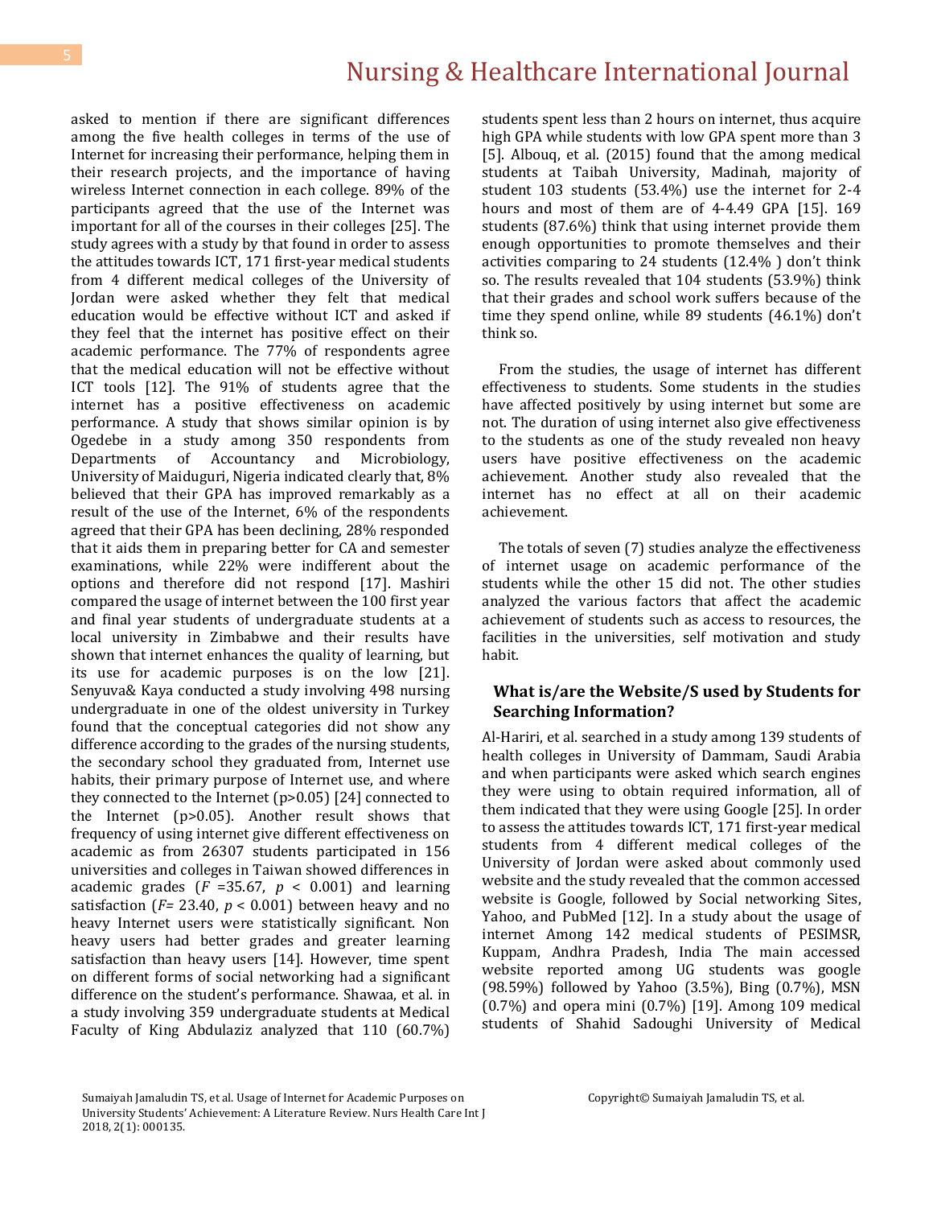asked to mention if there are significant differences among the five health colleges in terms of the use of Internet for increasing their performance, helping them in their research projects, and the importance of having wireless Internet connection in each college. 89% of the participants agreed that the use of the Internet was important for all of the courses in their colleges [25]. The study agrees with a study by that found in order to assess the attitudes towards ICT, 171 first-year medical students from 4 different medical colleges of the University of Jordan were asked whether they felt that medical education would be effective without ICT and asked if they feel that the internet has positive effect on their academic performance. The 77% of respondents agree that the medical education will not be effective without ICT tools [12]. The 91% of students agree that the internet has a positive effectiveness on academic performance. A study that shows similar opinion is by Ogedebe in a study among 350 respondents from Departments of Accountancy and Microbiology, University of Maiduguri, Nigeria indicated clearly that, 8% believed that their GPA has improved remarkably as a result of the use of the Internet, 6% of the respondents agreed that their GPA has been declining, 28% responded that it aids them in preparing better for CA and semester examinations, while 22% were indifferent about the options and therefore did not respond [17]. Mashiri compared the usage of internet between the 100 first year and final year students of undergraduate students at a local university in Zimbabwe and their results have shown that internet enhances the quality of learning, but its use for academic purposes is on the low [21]. Senyuva& Kaya conducted a study involving 498 nursing undergraduate in one of the oldest university in Turkey found that the conceptual categories did not show any difference according to the grades of the nursing students, the secondary school they graduated from, Internet use habits, their primary purpose of Internet use, and where they connected to the Internet (p>0.05) [24] connected to the Internet (p>0.05). Another result shows that frequency of using internet give different effectiveness on academic as from 26307 students participated in 156 universities and colleges in Taiwan showed differences in academic grades ($F$ =35.67, $p$ < 0.001) and learning satisfaction ($F$= 23.40, $p$ < 0.001) between heavy and no heavy Internet users were statistically significant. Non heavy users had better grades and greater learning satisfaction than heavy users [14]. However, time spent on different forms of social networking had a significant difference on the student's performance. Shawaa, et al. in a study involving 359 undergraduate students at Medical Faculty of King Abdulaziz analyzed that 110 (60.7%) students spent less than 2 hours on internet, thus acquire high GPA while students with low GPA spent more than 3 [5]. Albouq, et al. (2015) found that the among medical students at Taibah University, Madinah, majority of student 103 students (53.4%) use the internet for 2-4 hours and most of them are of 4-4.49 GPA [15]. 169 students (87.6%) think that using internet provide them enough opportunities to promote themselves and their activities comparing to 24 students (12.4% ) don't think so. The results revealed that 104 students (53.9%) think that their grades and school work suffers because of the time they spend online, while 89 students (46.1%) don't think so.

From the studies, the usage of internet has different effectiveness to students. Some students in the studies have affected positively by using internet but some are not. The duration of using internet also give effectiveness to the students as one of the study revealed non heavy users have positive effectiveness on the academic achievement. Another study also revealed that the internet has no effect at all on their academic achievement.

The totals of seven (7) studies analyze the effectiveness of internet usage on academic performance of the students while the other 15 did not. The other studies analyzed the various factors that affect the academic achievement of students such as access to resources, the facilities in the universities, self motivation and study habit.

## What is/are the Website/S used by Students for Searching Information?

Al-Hariri, et al. searched in a study among 139 students of health colleges in University of Dammam, Saudi Arabia and when participants were asked which search engines they were using to obtain required information, all of them indicated that they were using Google [25]. In order to assess the attitudes towards ICT, 171 first-year medical students from 4 different medical colleges of the University of Jordan were asked about commonly used website and the study revealed that the common accessed website is Google, followed by Social networking Sites, Yahoo, and PubMed [12]. In a study about the usage of internet Among 142 medical students of PESIMSR, Kuppam, Andhra Pradesh, India The main accessed website reported among UG students was google (98.59%) followed by Yahoo (3.5%), Bing (0.7%), MSN (0.7%) and opera mini (0.7%) [19]. Among 109 medical students of Shahid Sadoughi University of Medical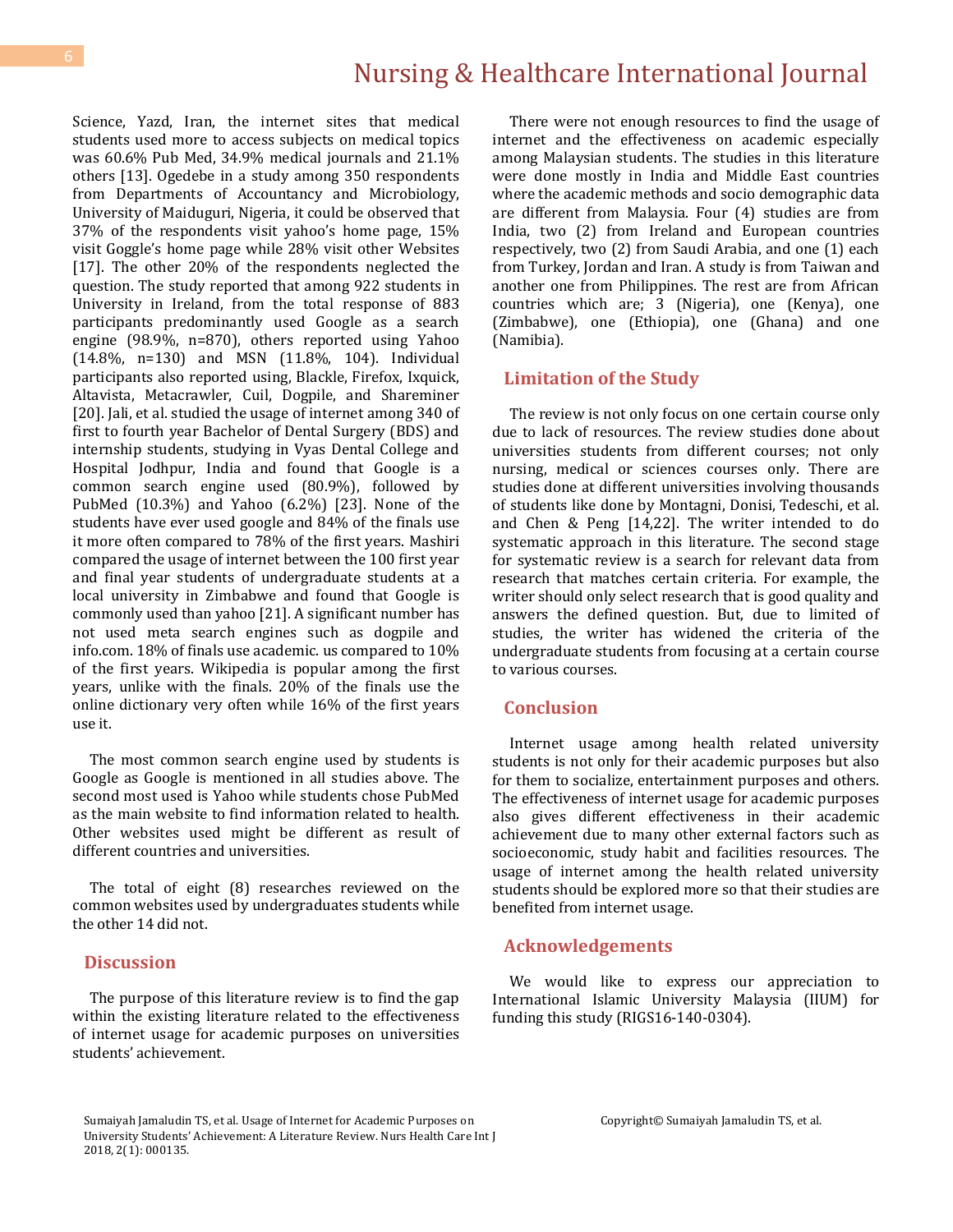Science, Yazd, Iran, the internet sites that medical students used more to access subjects on medical topics was 60.6% Pub Med, 34.9% medical journals and 21.1% others [13]. Ogedebe in a study among 350 respondents from Departments of Accountancy and Microbiology, University of Maiduguri, Nigeria, it could be observed that 37% of the respondents visit yahoo's home page, 15% visit Goggle's home page while 28% visit other Websites [17]. The other 20% of the respondents neglected the question. The study reported that among 922 students in University in Ireland, from the total response of 883 participants predominantly used Google as a search engine (98.9%, n=870), others reported using Yahoo (14.8%, n=130) and MSN (11.8%, 104). Individual participants also reported using, Blackle, Firefox, Ixquick, Altavista, Metacrawler, Cuil, Dogpile, and Shareminer [20]. Jali, et al. studied the usage of internet among 340 of first to fourth year Bachelor of Dental Surgery (BDS) and internship students, studying in Vyas Dental College and Hospital Jodhpur, India and found that Google is a common search engine used (80.9%), followed by PubMed (10.3%) and Yahoo (6.2%) [23]. None of the students have ever used google and 84% of the finals use it more often compared to 78% of the first years. Mashiri compared the usage of internet between the 100 first year and final year students of undergraduate students at a local university in Zimbabwe and found that Google is commonly used than yahoo [21]. A significant number has not used meta search engines such as dogpile and info.com. 18% of finals use academic. us compared to 10% of the first years. Wikipedia is popular among the first years, unlike with the finals. 20% of the finals use the online dictionary very often while 16% of the first years use it.

The most common search engine used by students is Google as Google is mentioned in all studies above. The second most used is Yahoo while students chose PubMed as the main website to find information related to health. Other websites used might be different as result of different countries and universities.

The total of eight (8) researches reviewed on the common websites used by undergraduates students while the other 14 did not.

## Discussion

The purpose of this literature review is to find the gap within the existing literature related to the effectiveness of internet usage for academic purposes on universities students' achievement.

There were not enough resources to find the usage of internet and the effectiveness on academic especially among Malaysian students. The studies in this literature were done mostly in India and Middle East countries where the academic methods and socio demographic data are different from Malaysia. Four (4) studies are from India, two (2) from Ireland and European countries respectively, two (2) from Saudi Arabia, and one (1) each from Turkey, Jordan and Iran. A study is from Taiwan and another one from Philippines. The rest are from African countries which are; 3 (Nigeria), one (Kenya), one (Zimbabwe), one (Ethiopia), one (Ghana) and one (Namibia).

## Limitation of the Study

The review is not only focus on one certain course only due to lack of resources. The review studies done about universities students from different courses; not only nursing, medical or sciences courses only. There are studies done at different universities involving thousands of students like done by Montagni, Donisi, Tedeschi, et al. and Chen & Peng [14,22]. The writer intended to do systematic approach in this literature. The second stage for systematic review is a search for relevant data from research that matches certain criteria. For example, the writer should only select research that is good quality and answers the defined question. But, due to limited of studies, the writer has widened the criteria of the undergraduate students from focusing at a certain course to various courses.

## Conclusion

Internet usage among health related university students is not only for their academic purposes but also for them to socialize, entertainment purposes and others. The effectiveness of internet usage for academic purposes also gives different effectiveness in their academic achievement due to many other external factors such as socioeconomic, study habit and facilities resources. The usage of internet among the health related university students should be explored more so that their studies are benefited from internet usage.

## Acknowledgements

We would like to express our appreciation to International Islamic University Malaysia (IIUM) for funding this study (RIGS16-140-0304).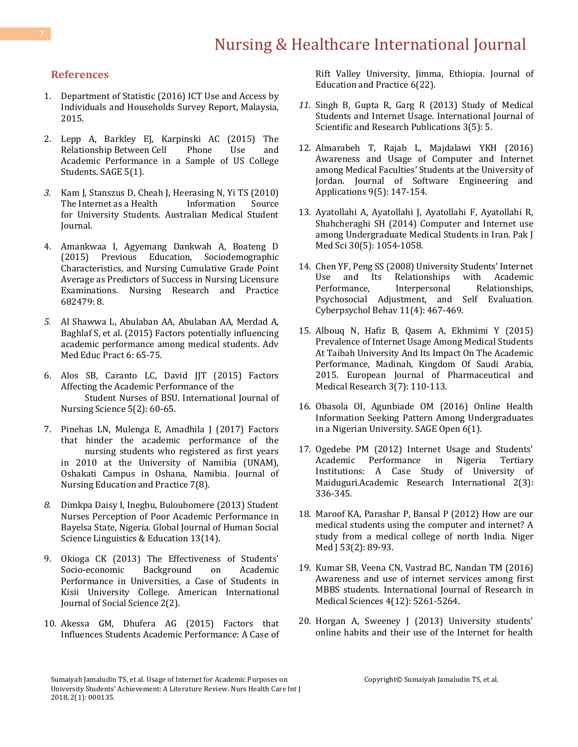## References

1. Department of Statistic (2016) ICT Use and Access by Individuals and Households Survey Report, Malaysia, 2015.

2. Lepp A, Barkley EJ, Karpinski AC (2015) The Relationship Between Cell Phone Use and Academic Performance in a Sample of US College Students. SAGE 5(1).

3. Kam J, Stanszus D, Cheah J, Heerasing N, Yi TS (2010) The Internet as a Health Information Source for University Students. Australian Medical Student Journal.

4. Amankwaa I, Agyemang Dankwah A, Boateng D (2015) Previous Education, Sociodemographic Characteristics, and Nursing Cumulative Grade Point Average as Predictors of Success in Nursing Licensure Examinations. Nursing Research and Practice 682479: 8.

5. Al Shawwa L, Abulaban AA, Abulaban AA, Merdad A, Baghlaf S, et al. (2015) Factors potentially influencing academic performance among medical students. Adv Med Educ Pract 6: 65-75.

6. Alos SB, Caranto LC, David JJT (2015) Factors Affecting the Academic Performance of the Student Nurses of BSU. International Journal of Nursing Science 5(2): 60-65.

7. Pinehas LN, Mulenga E, Amadhila J (2017) Factors that hinder the academic performance of the nursing students who registered as first years in 2010 at the University of Namibia (UNAM), Oshakati Campus in Oshana, Namibia. Journal of Nursing Education and Practice 7(8).

8. Dimkpa Daisy I, Inegbu, Buloubomere (2013) Student Nurses Perception of Poor Academic Performance in Bayelsa State, Nigeria. Global Journal of Human Social Science Linguistics & Education 13(14).

9. Okioga CK (2013) The Effectiveness of Students' Socio-economic Background on Academic Performance in Universities, a Case of Students in Kisii University College. American International Journal of Social Science 2(2).

10. Akessa GM, Dhufera AG (2015) Factors that Influences Students Academic Performance: A Case of Rift Valley University, Jimma, Ethiopia. Journal of Education and Practice 6(22).

11. Singh B, Gupta R, Garg R (2013) Study of Medical Students and Internet Usage. International Journal of Scientific and Research Publications 3(5): 5.

12. Almarabeh T, Rajab L, Majdalawi YKH (2016) Awareness and Usage of Computer and Internet among Medical Faculties' Students at the University of Jordan. Journal of Software Engineering and Applications 9(5): 147-154.

13. Ayatollahi A, Ayatollahi J, Ayatollahi F, Ayatollahi R, Shahcheraghi SH (2014) Computer and Internet use among Undergraduate Medical Students in Iran. Pak J Med Sci 30(5): 1054-1058.

14. Chen YF, Peng SS (2008) University Students' Internet Use and Its Relationships with Academic Performance, Interpersonal Relationships, Psychosocial Adjustment, and Self Evaluation. Cyberpsychol Behav 11(4): 467-469.

15. Albouq N, Hafiz B, Qasem A, Ekhmimi Y (2015) Prevalence of Internet Usage Among Medical Students At Taibah University And Its Impact On The Academic Performance, Madinah, Kingdom Of Saudi Arabia, 2015. European Journal of Pharmaceutical and Medical Research 3(7): 110-113.

16. Obasola OI, Agunbiade OM (2016) Online Health Information Seeking Pattern Among Undergraduates in a Nigerian University. SAGE Open 6(1).

17. Ogedebe PM (2012) Internet Usage and Students' Academic Performance in Nigeria Tertiary Institutions: A Case Study of University of Maiduguri.Academic Research International 2(3): 336-345.

18. Maroof KA, Parashar P, Bansal P (2012) How are our medical students using the computer and internet? A study from a medical college of north India. Niger Med J 53(2): 89-93.

19. Kumar SB, Veena CN, Vastrad BC, Nandan TM (2016) Awareness and use of internet services among first MBBS students. International Journal of Research in Medical Sciences 4(12): 5261-5264.

20. Horgan A, Sweeney J (2013) University students' online habits and their use of the Internet for health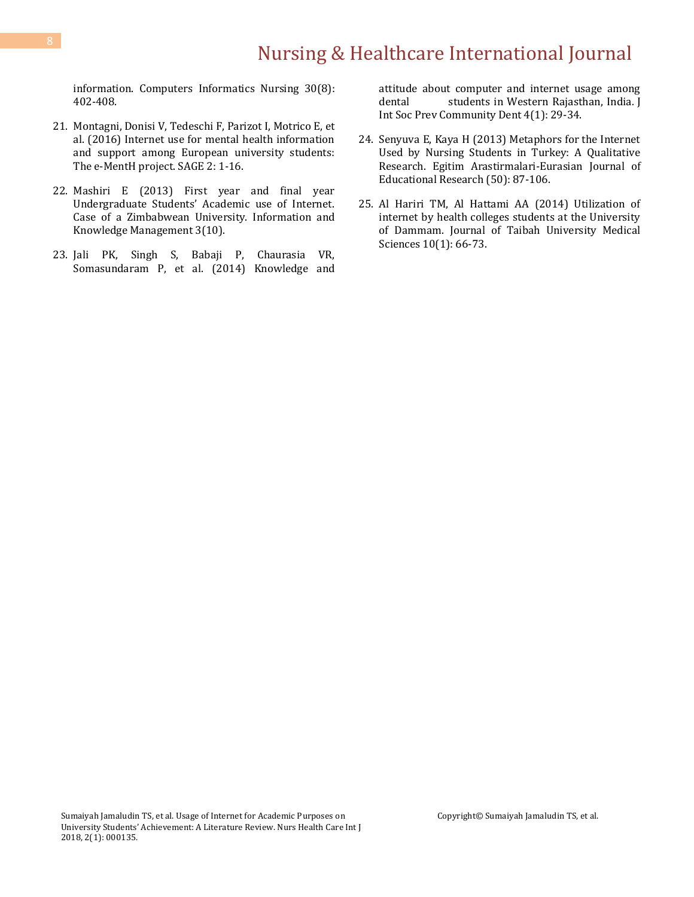information. Computers Informatics Nursing 30(8): 402-408.

21. Montagni, Donisi V, Tedeschi F, Parizot I, Motrico E, et al. (2016) Internet use for mental health information and support among European university students: The e-MentH project. SAGE 2: 1-16.

22. Mashiri E (2013) First year and final year Undergraduate Students' Academic use of Internet. Case of a Zimbabwean University. Information and Knowledge Management 3(10).

23. Jali PK, Singh S, Babaji P, Chaurasia VR, Somasundaram P, et al. (2014) Knowledge and attitude about computer and internet usage among dental students in Western Rajasthan, India. J Int Soc Prev Community Dent 4(1): 29-34.

24. Senyuva E, Kaya H (2013) Metaphors for the Internet Used by Nursing Students in Turkey: A Qualitative Research. Egitim Arastirmalari-Eurasian Journal of Educational Research (50): 87-106.

25. Al Hariri TM, Al Hattami AA (2014) Utilization of internet by health colleges students at the University of Dammam. Journal of Taibah University Medical Sciences 10(1): 66-73.